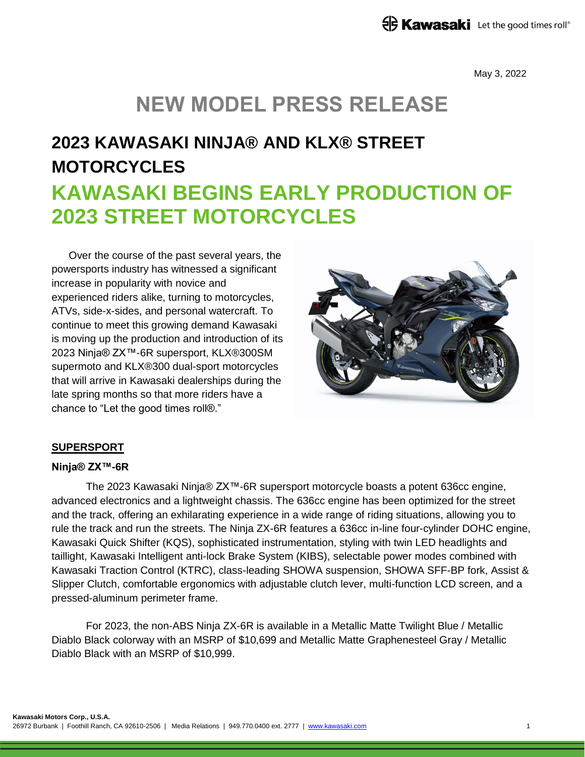May 3, 2022

# NEW MODEL PRESS RELEASE

## 2023 KAWASAKI NINJA® AND KLX® STREET MOTORCYCLES

## KAWASAKI BEGINS EARLY PRODUCTION OF 2023 STREET MOTORCYCLES

Over the course of the past several years, the powersports industry has witnessed a significant increase in popularity with novice and experienced riders alike, turning to motorcycles, ATVs, side-x-sides, and personal watercraft. To continue to meet this growing demand Kawasaki is moving up the production and introduction of its 2023 Ninja® ZX™-6R supersport, KLX®300SM supermoto and KLX®300 dual-sport motorcycles that will arrive in Kawasaki dealerships during the late spring months so that more riders have a chance to "Let the good times roll®."

### SUPERSPORT

#### Ninja® ZX™-6R

The 2023 Kawasaki Ninja® ZX™-6R supersport motorcycle boasts a potent 636cc engine, advanced electronics and a lightweight chassis. The 636cc engine has been optimized for the street and the track, offering an exhilarating experience in a wide range of riding situations, allowing you to rule the track and run the streets. The Ninja ZX-6R features a 636cc in-line four-cylinder DOHC engine, Kawasaki Quick Shifter (KQS), sophisticated instrumentation, styling with twin LED headlights and taillight, Kawasaki Intelligent anti-lock Brake System (KIBS), selectable power modes combined with Kawasaki Traction Control (KTRC), class-leading SHOWA suspension, SHOWA SFF-BP fork, Assist & Slipper Clutch, comfortable ergonomics with adjustable clutch lever, multi-function LCD screen, and a pressed-aluminum perimeter frame.

For 2023, the non-ABS Ninja ZX-6R is available in a Metallic Matte Twilight Blue / Metallic Diablo Black colorway with an MSRP of $10,699 and Metallic Matte Graphenesteel Gray / Metallic Diablo Black with an MSRP of $10,999.

**Kawasaki Motors Corp., U.S.A.**
26972 Burbank | Foothill Ranch, CA 92610-2506 | Media Relations | 949.770.0400 ext. 2777 | www.kawasaki.com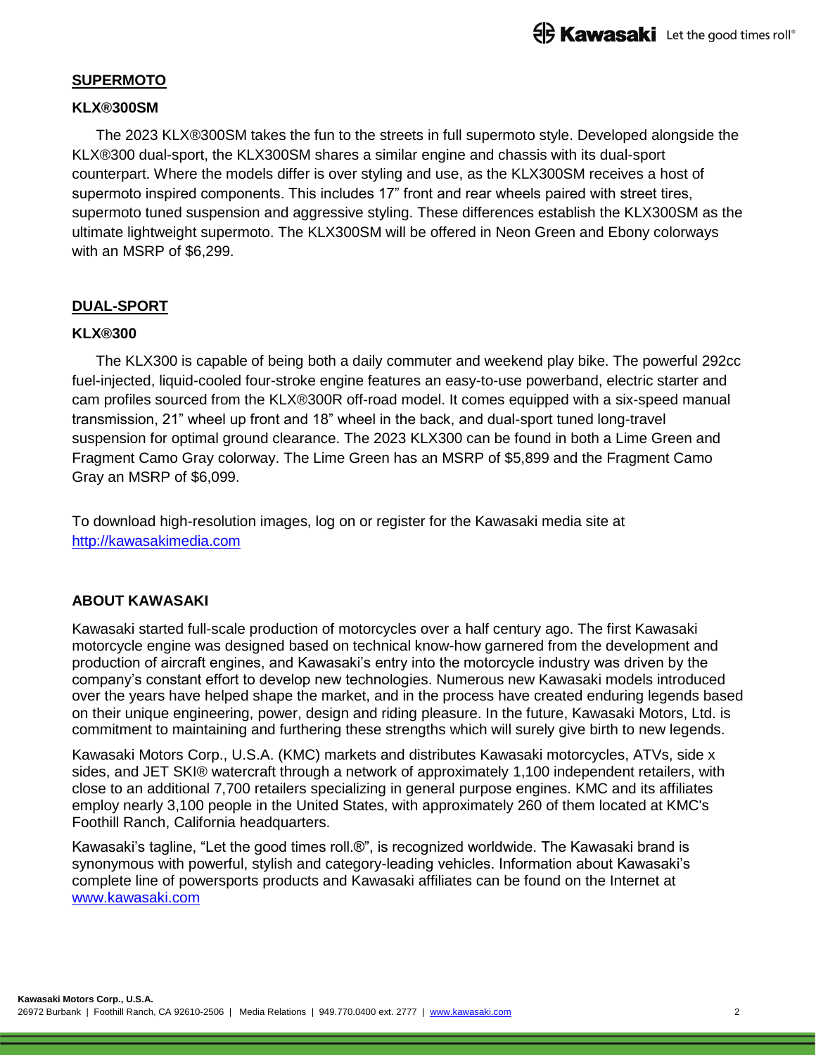## SUPERMOTO

### KLX®300SM

The 2023 KLX®300SM takes the fun to the streets in full supermoto style. Developed alongside the KLX®300 dual-sport, the KLX300SM shares a similar engine and chassis with its dual-sport counterpart. Where the models differ is over styling and use, as the KLX300SM receives a host of supermoto inspired components. This includes 17" front and rear wheels paired with street tires, supermoto tuned suspension and aggressive styling. These differences establish the KLX300SM as the ultimate lightweight supermoto. The KLX300SM will be offered in Neon Green and Ebony colorways with an MSRP of $6,299.

## DUAL-SPORT

### KLX®300

The KLX300 is capable of being both a daily commuter and weekend play bike. The powerful 292cc fuel-injected, liquid-cooled four-stroke engine features an easy-to-use powerband, electric starter and cam profiles sourced from the KLX®300R off-road model. It comes equipped with a six-speed manual transmission, 21" wheel up front and 18" wheel in the back, and dual-sport tuned long-travel suspension for optimal ground clearance. The 2023 KLX300 can be found in both a Lime Green and Fragment Camo Gray colorway. The Lime Green has an MSRP of $5,899 and the Fragment Camo Gray an MSRP of $6,099.

To download high-resolution images, log on or register for the Kawasaki media site at http://kawasakimedia.com

## ABOUT KAWASAKI

Kawasaki started full-scale production of motorcycles over a half century ago. The first Kawasaki motorcycle engine was designed based on technical know-how garnered from the development and production of aircraft engines, and Kawasaki's entry into the motorcycle industry was driven by the company's constant effort to develop new technologies. Numerous new Kawasaki models introduced over the years have helped shape the market, and in the process have created enduring legends based on their unique engineering, power, design and riding pleasure. In the future, Kawasaki Motors, Ltd. is commitment to maintaining and furthering these strengths which will surely give birth to new legends.

Kawasaki Motors Corp., U.S.A. (KMC) markets and distributes Kawasaki motorcycles, ATVs, side x sides, and JET SKI® watercraft through a network of approximately 1,100 independent retailers, with close to an additional 7,700 retailers specializing in general purpose engines. KMC and its affiliates employ nearly 3,100 people in the United States, with approximately 260 of them located at KMC's Foothill Ranch, California headquarters.

Kawasaki's tagline, "Let the good times roll.®", is recognized worldwide. The Kawasaki brand is synonymous with powerful, stylish and category-leading vehicles. Information about Kawasaki's complete line of powersports products and Kawasaki affiliates can be found on the Internet at www.kawasaki.com